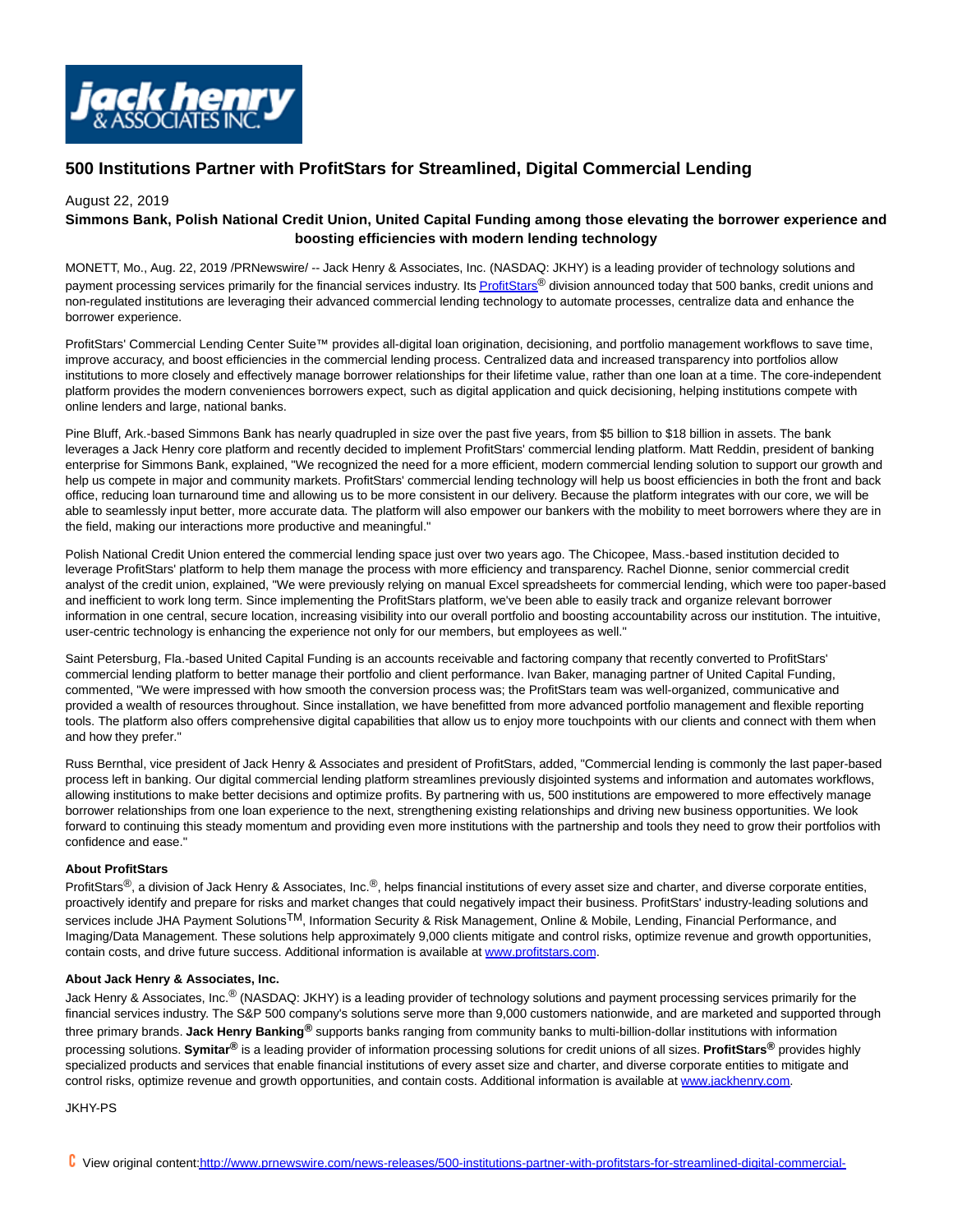# 500 Institutions Partner with ProfitStars for Streamlined, Digital Commercial Lending

August 22, 2019

**Simmons Bank, Polish National Credit Union, United Capital Funding among those elevating the borrower experience and boosting efficiencies with modern lending technology**

MONETT, Mo., Aug. 22, 2019 /PRNewswire/ -- Jack Henry & Associates, Inc. (NASDAQ: JKHY) is a leading provider of technology solutions and payment processing services primarily for the financial services industry. Its ProfitStars® division announced today that 500 banks, credit unions and non-regulated institutions are leveraging their advanced commercial lending technology to automate processes, centralize data and enhance the borrower experience.

ProfitStars' Commercial Lending Center Suite™ provides all-digital loan origination, decisioning, and portfolio management workflows to save time, improve accuracy, and boost efficiencies in the commercial lending process. Centralized data and increased transparency into portfolios allow institutions to more closely and effectively manage borrower relationships for their lifetime value, rather than one loan at a time. The core-independent platform provides the modern conveniences borrowers expect, such as digital application and quick decisioning, helping institutions compete with online lenders and large, national banks.

Pine Bluff, Ark.-based Simmons Bank has nearly quadrupled in size over the past five years, from $5 billion to $18 billion in assets. The bank leverages a Jack Henry core platform and recently decided to implement ProfitStars' commercial lending platform. Matt Reddin, president of banking enterprise for Simmons Bank, explained, "We recognized the need for a more efficient, modern commercial lending solution to support our growth and help us compete in major and community markets. ProfitStars' commercial lending technology will help us boost efficiencies in both the front and back office, reducing loan turnaround time and allowing us to be more consistent in our delivery. Because the platform integrates with our core, we will be able to seamlessly input better, more accurate data. The platform will also empower our bankers with the mobility to meet borrowers where they are in the field, making our interactions more productive and meaningful."

Polish National Credit Union entered the commercial lending space just over two years ago. The Chicopee, Mass.-based institution decided to leverage ProfitStars' platform to help them manage the process with more efficiency and transparency. Rachel Dionne, senior commercial credit analyst of the credit union, explained, "We were previously relying on manual Excel spreadsheets for commercial lending, which were too paper-based and inefficient to work long term. Since implementing the ProfitStars platform, we've been able to easily track and organize relevant borrower information in one central, secure location, increasing visibility into our overall portfolio and boosting accountability across our institution. The intuitive, user-centric technology is enhancing the experience not only for our members, but employees as well."

Saint Petersburg, Fla.-based United Capital Funding is an accounts receivable and factoring company that recently converted to ProfitStars' commercial lending platform to better manage their portfolio and client performance. Ivan Baker, managing partner of United Capital Funding, commented, "We were impressed with how smooth the conversion process was; the ProfitStars team was well-organized, communicative and provided a wealth of resources throughout. Since installation, we have benefitted from more advanced portfolio management and flexible reporting tools. The platform also offers comprehensive digital capabilities that allow us to enjoy more touchpoints with our clients and connect with them when and how they prefer."

Russ Bernthal, vice president of Jack Henry & Associates and president of ProfitStars, added, "Commercial lending is commonly the last paper-based process left in banking. Our digital commercial lending platform streamlines previously disjointed systems and information and automates workflows, allowing institutions to make better decisions and optimize profits. By partnering with us, 500 institutions are empowered to more effectively manage borrower relationships from one loan experience to the next, strengthening existing relationships and driving new business opportunities. We look forward to continuing this steady momentum and providing even more institutions with the partnership and tools they need to grow their portfolios with confidence and ease."

**About ProfitStars**

ProfitStars®, a division of Jack Henry & Associates, Inc.®, helps financial institutions of every asset size and charter, and diverse corporate entities, proactively identify and prepare for risks and market changes that could negatively impact their business. ProfitStars' industry-leading solutions and services include JHA Payment Solutions™, Information Security & Risk Management, Online & Mobile, Lending, Financial Performance, and Imaging/Data Management. These solutions help approximately 9,000 clients mitigate and control risks, optimize revenue and growth opportunities, contain costs, and drive future success. Additional information is available at www.profitstars.com.

**About Jack Henry & Associates, Inc.**

Jack Henry & Associates, Inc.® (NASDAQ: JKHY) is a leading provider of technology solutions and payment processing services primarily for the financial services industry. The S&P 500 company's solutions serve more than 9,000 customers nationwide, and are marketed and supported through three primary brands. **Jack Henry Banking®** supports banks ranging from community banks to multi-billion-dollar institutions with information processing solutions. **Symitar®** is a leading provider of information processing solutions for credit unions of all sizes. **ProfitStars®** provides highly specialized products and services that enable financial institutions of every asset size and charter, and diverse corporate entities to mitigate and control risks, optimize revenue and growth opportunities, and contain costs. Additional information is available at www.jackhenry.com.

JKHY-PS

View original content:http://www.prnewswire.com/news-releases/500-institutions-partner-with-profitstars-for-streamlined-digital-commercial-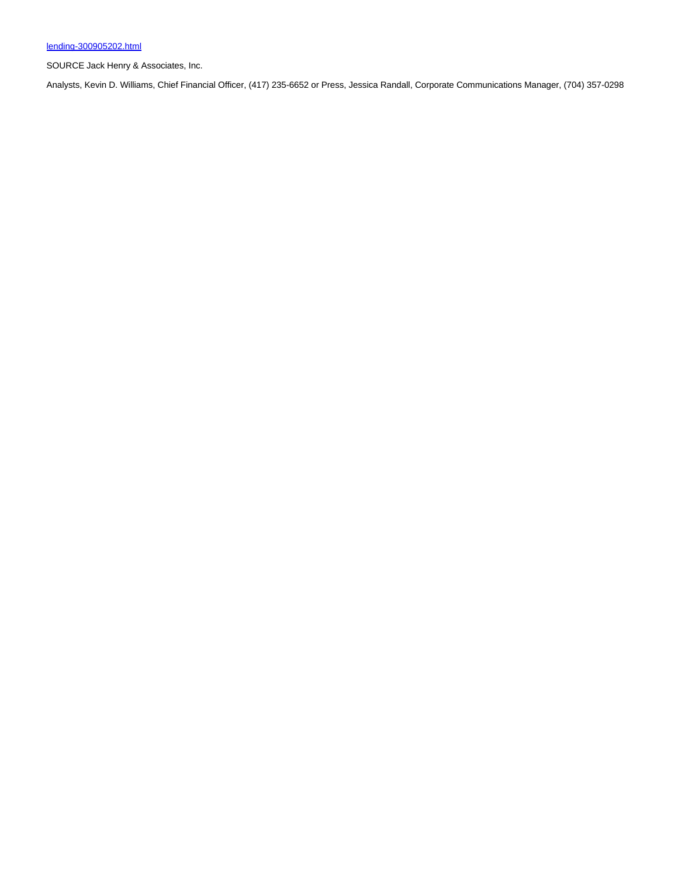lending-300905202.html

SOURCE Jack Henry & Associates, Inc.

Analysts, Kevin D. Williams, Chief Financial Officer, (417) 235-6652 or Press, Jessica Randall, Corporate Communications Manager, (704) 357-0298